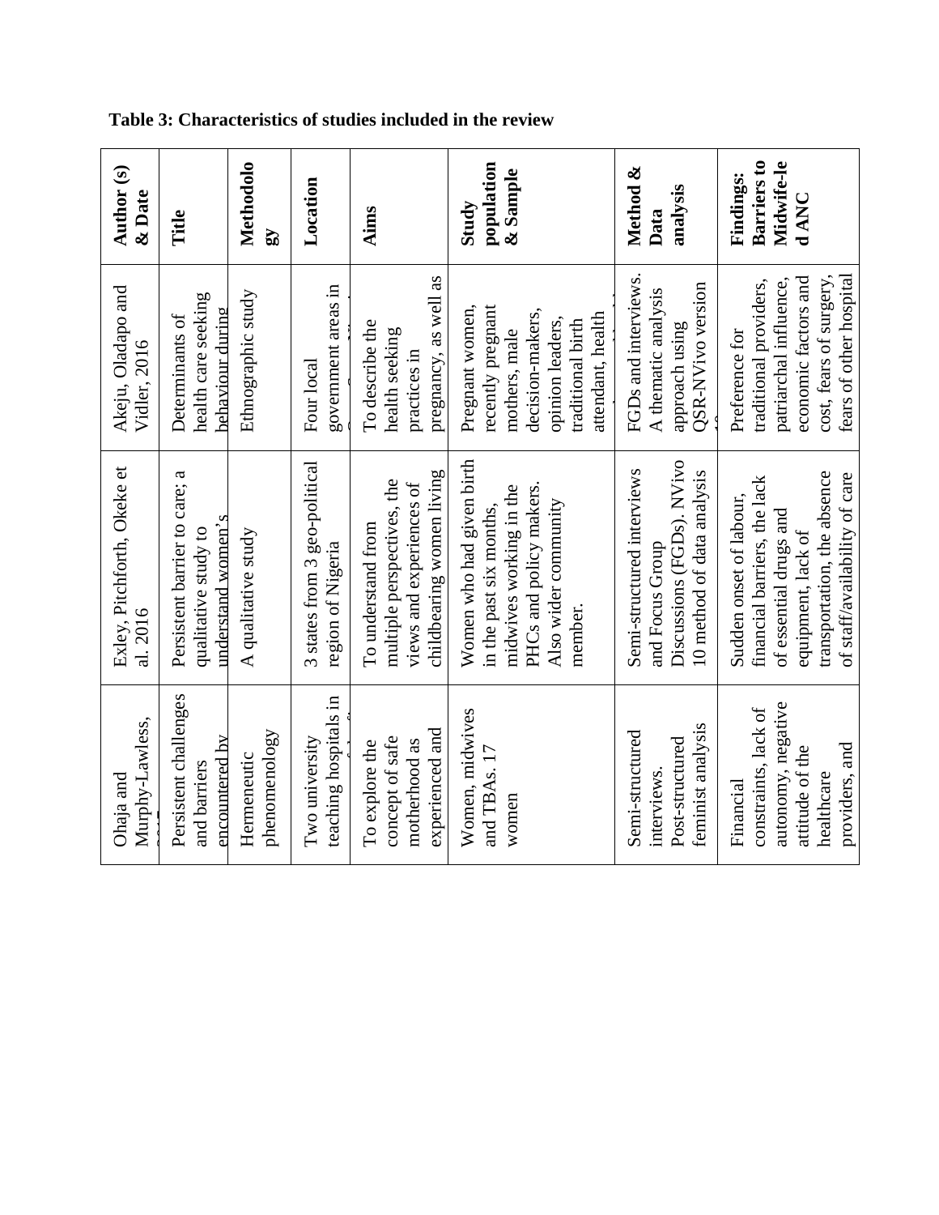**Table 3: Characteristics of studies included in the review**

| Author (s) & Date | Title | Methodology | Location | Aims | Study population & Sample | Method & Data analysis | Findings: Barriers to Midwife-led ANC |
|---|---|---|---|---|---|---|---|
| Akeju, Oladapo and Vidler, 2016 | Determinants of health care seeking behaviour during | Ethnographic study | Four local government areas in | To describe the health seeking practices in pregnancy, as well as | Pregnant women, recently pregnant mothers, male decision-makers, opinion leaders, traditional birth attendant, health | FGDs and interviews. A thematic analysis approach using QSR-NVivo version | Preference for traditional providers, patriarchal influence, economic factors and cost, fears of surgery, fears of other hospital |
| Exley, Pitchforth, Okeke et al. 2016 | Persistent barrier to care; a qualitative study to understand women's | A qualitative study | 3 states from 3 geo-political region of Nigeria | To understand from multiple perspectives, the views and experiences of childbearing women living | Women who had given birth in the past six months, midwives working in the PHCs and policy makers. Also wider community member. | Semi-structured interviews and Focus Group Discussions (FGDs). NVivo 10 method of data analysis | Sudden onset of labour, financial barriers, the lack of essential drugs and equipment, lack of transportation, the absence of staff/availability of care |
| Ohaja and Murphy-Lawless, | Persistent challenges and barriers encountered by | Hermeneutic phenomenology | Two university teaching hospitals in | To explore the concept of safe motherhood as experienced and | Women, midwives and TBAs. 17 women | Semi-structured interviews. Post-structured feminist analysis | Financial constraints, lack of autonomy, negative attitude of the healthcare providers, and |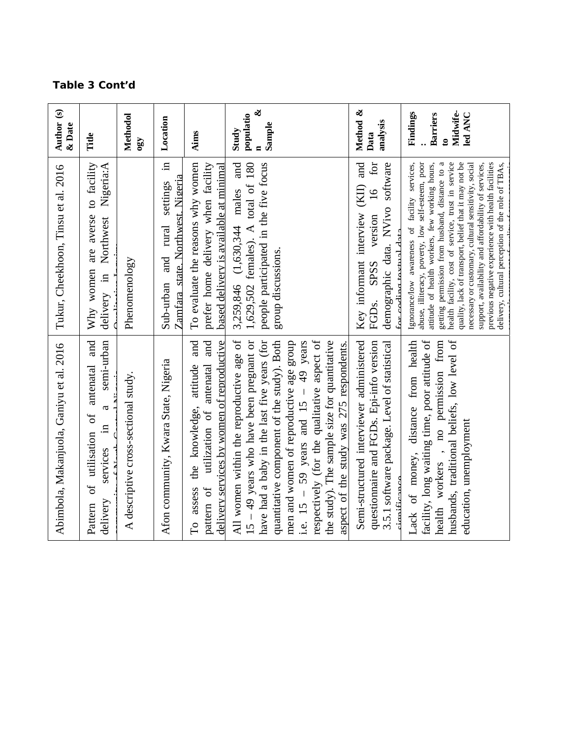**Table 3 Cont'd**

| Author (s) & Date | Title | Methodology | Location | Aims | Study population & Sample | Method & Data analysis | Findings: Barriers to Midwife-led ANC |
|---|---|---|---|---|---|---|---|
| Abimbola, Makanjuola, Ganiyu et al. 2016 | Pattern of utilisation of antenatal and delivery services in a semi-urban community of North Central Nigeria | A descriptive cross-sectional study. | Afon community, Kwara State, Nigeria | To assess the knowledge, attitude and pattern of utilization of antenatal and delivery services by women of reproductive | All women within the reproductive age of 15 – 49 years who have been pregnant or have had a baby in the last five years (for quantitative component of the study). Both men and women of reproductive age group i.e. 15 – 59 years and 15 – 49 years respectively (for the qualitative aspect of the study). The sample size for quantitative aspect of the study was 275 respondents. | Semi-structured interviewer administered questionnaire and FGDs. Epi-info version 3.5.1 software package. Level of statistical significance | Lack of money, distance from health facility, long waiting time, poor attitude of health workers , no permission from husbands, traditional beliefs, low level of education, unemployment |
| Tukur, Cheekhoon, Tinsu et al. 2016 | Why women are averse to facility delivery in Northwest Nigeria:A Qualitative Inquiry | Phenomenology | Sub-urban and rural settings in Zamfara state, Northwest Nigeria | To evaluate the reasons why women prefer home delivery when facility based delivery is available at minimal | 3,259,846 (1,630,344 males and 1,629,502 females). A total of 180 people participated in the five focus group discussions. | Key informant interview (KII) and FGDs. SPSS version 16 for demographic data. NVivo software for coding textual data | Ignorance/low awareness of facility services, abuse, illiteracy, poverty, low self-esteem, poor attitude of health workers, few working hours, getting permission from husband, distance to a health facility, cost of service, trust in service quality, lack of transport, belief that it may not be necessary or customary, cultural sensitivity, social support, availability and affordability of services, previous negative experience with health facilities delivery, cultural perception of the role of TBAs, |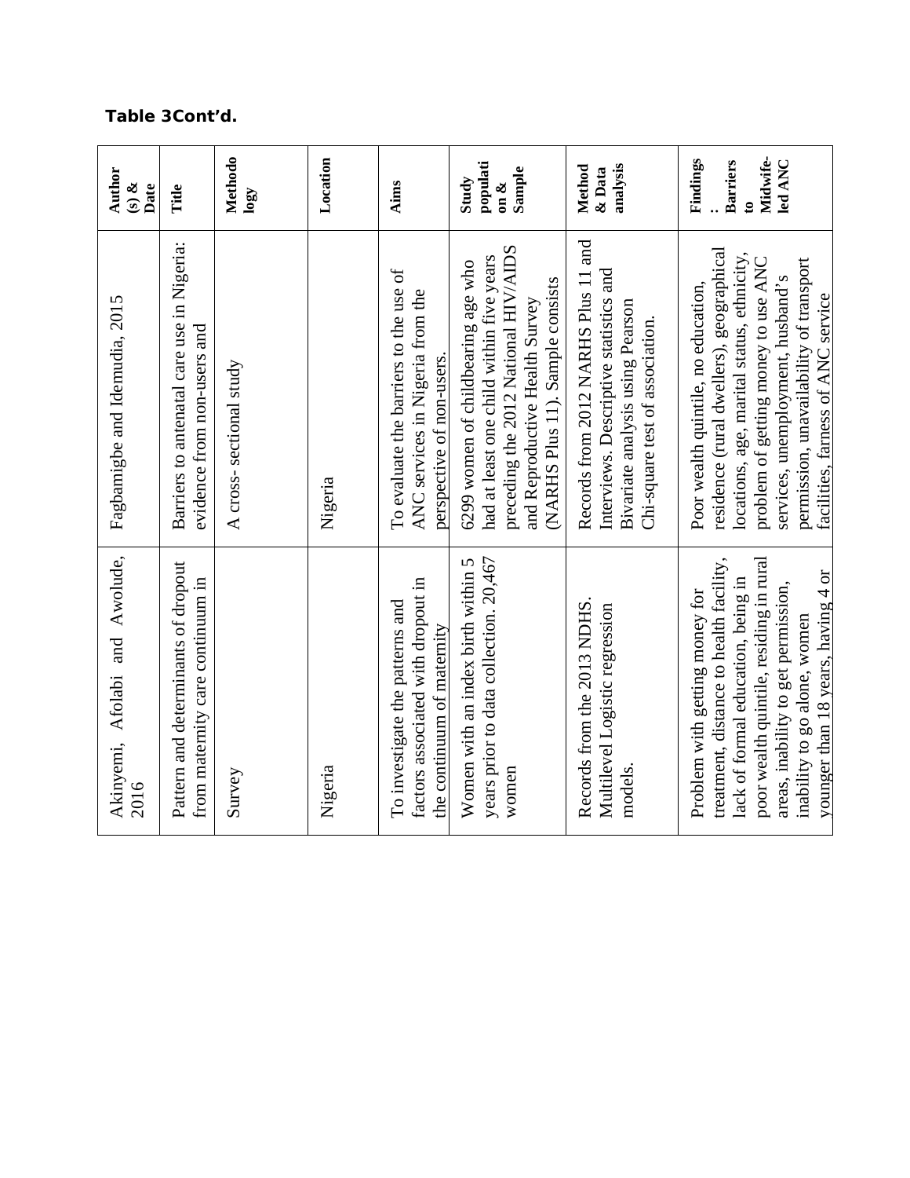**Table 3Cont'd.**

| Author (s) & Date | Title | Methodology | Location | Aims | Study population & Sample | Method & Data analysis | Findings: Barriers to Midwife-led ANC |
|---|---|---|---|---|---|---|---|
| Fagbamigbe and Idemudia, 2015 | Barriers to antenatal care use in Nigeria: evidence from non-users and | A cross- sectional study | Nigeria | To evaluate the barriers to the use of ANC services in Nigeria from the perspective of non-users. | 6299 women of childbearing age who had at least one child within five years preceding the 2012 National HIV/AIDS and Reproductive Health Survey (NARHS Plus 11). Sample consists | Records from 2012 NARHS Plus 11 and Interviews. Descriptive statistics and Bivariate analysis using Pearson Chi-square test of association. | Poor wealth quintile, no education, residence (rural dwellers), geographical locations, age, marital status, ethnicity, problem of getting money to use ANC services, unemployment, husband's permission, unavailability of transport facilities, farness of ANC service |
| Akinyemi, Afolabi and Awolude, 2016 | Pattern and determinants of dropout from maternity care continuum in | Survey | Nigeria | To investigate the patterns and factors associated with dropout in the continuum of maternity | Women with an index birth within 5 years prior to data collection. 20,467 women | Records from the 2013 NDHS. Multilevel Logistic regression models. | Problem with getting money for treatment, distance to health facility, lack of formal education, being in poor wealth quintile, residing in rural areas, inability to get permission, inability to go alone, women younger than 18 years, having 4 or |